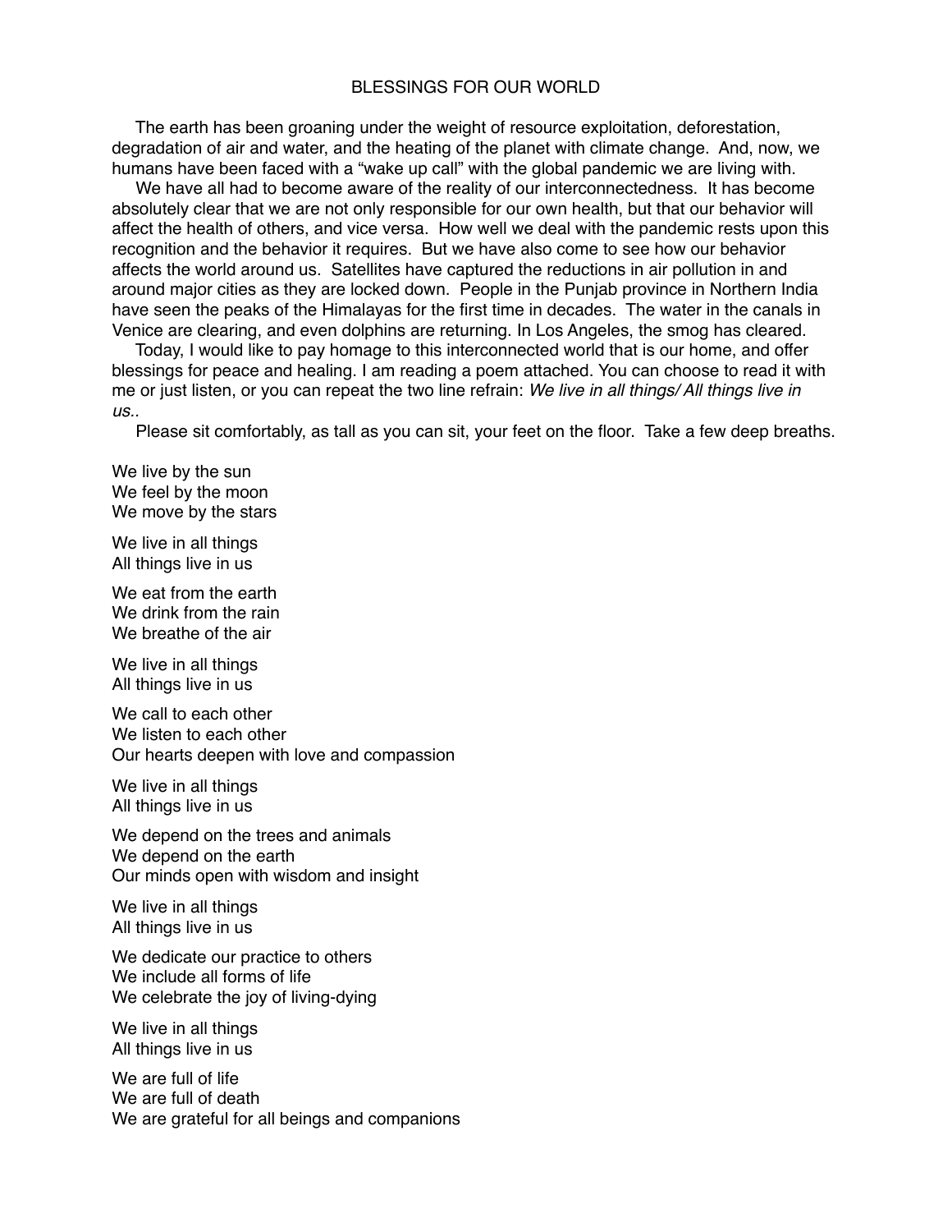# BLESSINGS FOR OUR WORLD

The earth has been groaning under the weight of resource exploitation, deforestation, degradation of air and water, and the heating of the planet with climate change. And, now, we humans have been faced with a "wake up call" with the global pandemic we are living with.

We have all had to become aware of the reality of our interconnectedness. It has become absolutely clear that we are not only responsible for our own health, but that our behavior will affect the health of others, and vice versa. How well we deal with the pandemic rests upon this recognition and the behavior it requires. But we have also come to see how our behavior affects the world around us. Satellites have captured the reductions in air pollution in and around major cities as they are locked down. People in the Punjab province in Northern India have seen the peaks of the Himalayas for the first time in decades. The water in the canals in Venice are clearing, and even dolphins are returning. In Los Angeles, the smog has cleared.

Today, I would like to pay homage to this interconnected world that is our home, and offer blessings for peace and healing. I am reading a poem attached. You can choose to read it with me or just listen, or you can repeat the two line refrain: *We live in all things/ All things live in us..*

Please sit comfortably, as tall as you can sit, your feet on the floor. Take a few deep breaths.

We live by the sun
We feel by the moon
We move by the stars

We live in all things
All things live in us

We eat from the earth
We drink from the rain
We breathe of the air

We live in all things
All things live in us

We call to each other
We listen to each other
Our hearts deepen with love and compassion

We live in all things
All things live in us

We depend on the trees and animals
We depend on the earth
Our minds open with wisdom and insight

We live in all things
All things live in us

We dedicate our practice to others
We include all forms of life
We celebrate the joy of living-dying

We live in all things
All things live in us

We are full of life
We are full of death
We are grateful for all beings and companions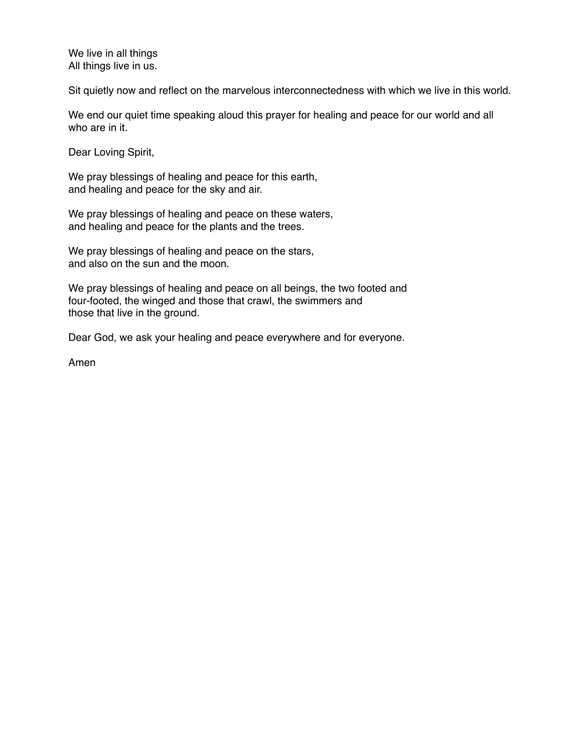We live in all things
All things live in us.

Sit quietly now and reflect on the marvelous interconnectedness with which we live in this world.

We end our quiet time speaking aloud this prayer for healing and peace for our world and all who are in it.

Dear Loving Spirit,

We pray blessings of healing and peace for this earth,
and healing and peace for the sky and air.

We pray blessings of healing and peace on these waters,
and healing and peace for the plants and the trees.

We pray blessings of healing and peace on the stars,
and also on the sun and the moon.

We pray blessings of healing and peace on all beings, the two footed and
four-footed, the winged and those that crawl, the swimmers and
those that live in the ground.

Dear God, we ask your healing and peace everywhere and for everyone.

Amen